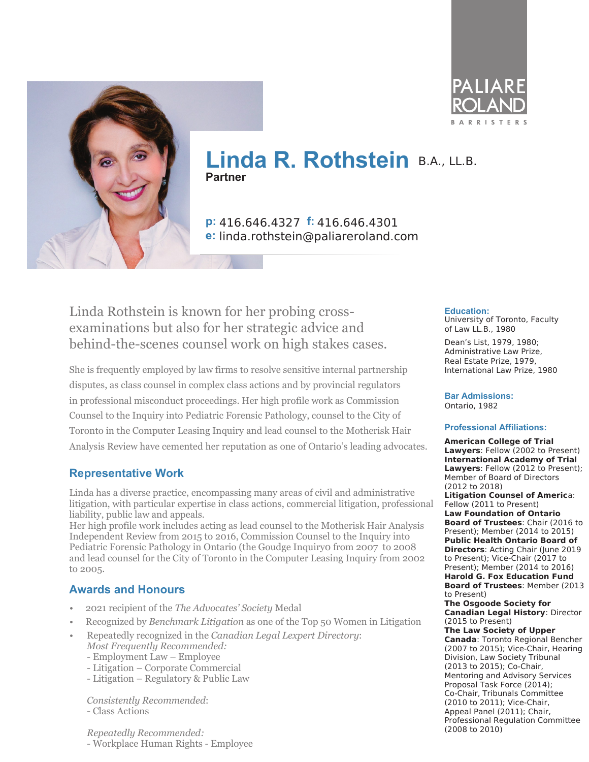PALIARE ROLAND BARRISTERS

# Linda R. Rothstein B.A., LL.B.

**Partner**

**p:** 416.646.4327 **f:** 416.646.4301
**e:** linda.rothstein@paliareroland.com

Linda Rothstein is known for her probing cross-examinations but also for her strategic advice and behind-the-scenes counsel work on high stakes cases.

She is frequently employed by law firms to resolve sensitive internal partnership disputes, as class counsel in complex class actions and by provincial regulators in professional misconduct proceedings. Her high profile work as Commission Counsel to the Inquiry into Pediatric Forensic Pathology, counsel to the City of Toronto in the Computer Leasing Inquiry and lead counsel to the Motherisk Hair Analysis Review have cemented her reputation as one of Ontario's leading advocates.

## Representative Work

Linda has a diverse practice, encompassing many areas of civil and administrative litigation, with particular expertise in class actions, commercial litigation, professional liability, public law and appeals.
Her high profile work includes acting as lead counsel to the Motherisk Hair Analysis Independent Review from 2015 to 2016, Commission Counsel to the Inquiry into Pediatric Forensic Pathology in Ontario (the Goudge Inquiry0 from 2007 to 2008 and lead counsel for the City of Toronto in the Computer Leasing Inquiry from 2002 to 2005.

## Awards and Honours

- 2021 recipient of the *The Advocates' Society* Medal
- Recognized by *Benchmark Litigation* as one of the Top 50 Women in Litigation
- Repeatedly recognized in the *Canadian Legal Lexpert Directory*:
  *Most Frequently Recommended:*
  - Employment Law – Employee
  - Litigation – Corporate Commercial
  - Litigation – Regulatory & Public Law

  *Consistently Recommended*:
  - Class Actions

  *Repeatedly Recommended:*
  - Workplace Human Rights - Employee

### Education:

University of Toronto, Faculty of Law LL.B., 1980

Dean's List, 1979, 1980; Administrative Law Prize, Real Estate Prize, 1979, International Law Prize, 1980

### Bar Admissions:

Ontario, 1982

### Professional Affiliations:

**American College of Trial Lawyers**: Fellow (2002 to Present)
**International Academy of Trial Lawyers**: Fellow (2012 to Present); Member of Board of Directors (2012 to 2018)
**Litigation Counsel of America**: Fellow (2011 to Present)
**Law Foundation of Ontario Board of Trustees**: Chair (2016 to Present); Member (2014 to 2015)
**Public Health Ontario Board of Directors**: Acting Chair (June 2019 to Present); Vice-Chair (2017 to Present); Member (2014 to 2016)
**Harold G. Fox Education Fund Board of Trustees**: Member (2013 to Present)
**The Osgoode Society for Canadian Legal History**: Director (2015 to Present)
**The Law Society of Upper Canada**: Toronto Regional Bencher (2007 to 2015); Vice-Chair, Hearing Division, Law Society Tribunal (2013 to 2015); Co-Chair, Mentoring and Advisory Services Proposal Task Force (2014); Co-Chair, Tribunals Committee (2010 to 2011); Vice-Chair, Appeal Panel (2011); Chair, Professional Regulation Committee (2008 to 2010)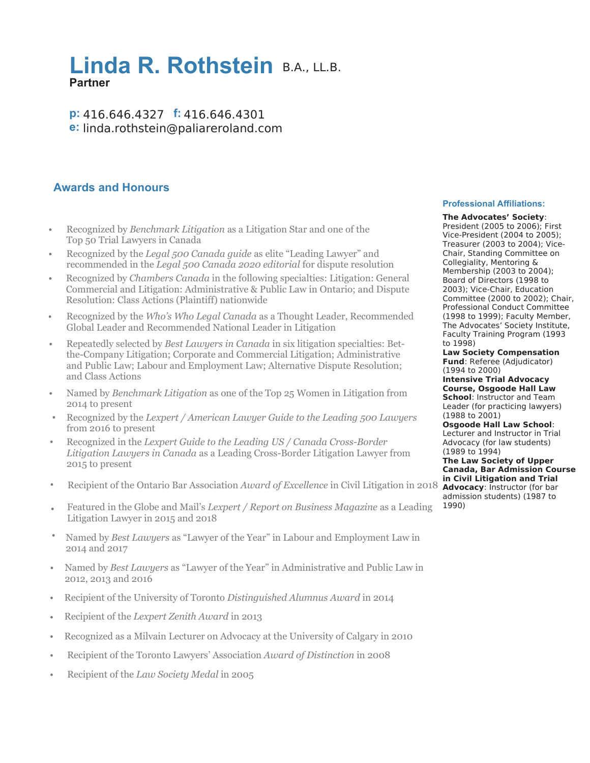# Linda R. Rothstein B.A., LL.B.

**Partner**

**p:** 416.646.4327 **f:** 416.646.4301
**e:** linda.rothstein@paliareroland.com

## Awards and Honours

- Recognized by *Benchmark Litigation* as a Litigation Star and one of the Top 50 Trial Lawyers in Canada
- Recognized by the *Legal 500 Canada guide* as elite "Leading Lawyer" and recommended in the *Legal 500 Canada 2020 editorial* for dispute resolution
- Recognized by *Chambers Canada* in the following specialties: Litigation: General Commercial and Litigation: Administrative & Public Law in Ontario; and Dispute Resolution: Class Actions (Plaintiff) nationwide
- Recognized by the *Who's Who Legal Canada* as a Thought Leader, Recommended Global Leader and Recommended National Leader in Litigation
- Repeatedly selected by *Best Lawyers in Canada* in six litigation specialties: Bet-the-Company Litigation; Corporate and Commercial Litigation; Administrative and Public Law; Labour and Employment Law; Alternative Dispute Resolution; and Class Actions
- Named by *Benchmark Litigation* as one of the Top 25 Women in Litigation from 2014 to present
- Recognized by the *Lexpert / American Lawyer Guide to the Leading 500 Lawyers* from 2016 to present
- Recognized in the *Lexpert Guide to the Leading US / Canada Cross-Border Litigation Lawyers in Canada* as a Leading Cross-Border Litigation Lawyer from 2015 to present
- Recipient of the Ontario Bar Association *Award of Excellence* in Civil Litigation in 2018
- Featured in the Globe and Mail's *Lexpert / Report on Business Magazine* as a Leading Litigation Lawyer in 2015 and 2018
- Named by *Best Lawyers* as "Lawyer of the Year" in Labour and Employment Law in 2014 and 2017
- Named by *Best Lawyers* as "Lawyer of the Year" in Administrative and Public Law in 2012, 2013 and 2016
- Recipient of the University of Toronto *Distinguished Alumnus Award* in 2014
- Recipient of the *Lexpert Zenith Award* in 2013
- Recognized as a Milvain Lecturer on Advocacy at the University of Calgary in 2010
- Recipient of the Toronto Lawyers' Association *Award of Distinction* in 2008
- Recipient of the *Law Society Medal* in 2005

### Professional Affiliations:

**The Advocates' Society**: President (2005 to 2006); First Vice-President (2004 to 2005); Treasurer (2003 to 2004); Vice-Chair, Standing Committee on Collegiality, Mentoring & Membership (2003 to 2004); Board of Directors (1998 to 2003); Vice-Chair, Education Committee (2000 to 2002); Chair, Professional Conduct Committee (1998 to 1999); Faculty Member, The Advocates' Society Institute, Faculty Training Program (1993 to 1998)

**Law Society Compensation Fund**: Referee (Adjudicator) (1994 to 2000)

**Intensive Trial Advocacy Course, Osgoode Hall Law School**: Instructor and Team Leader (for practicing lawyers) (1988 to 2001)

**Osgoode Hall Law School**: Lecturer and Instructor in Trial Advocacy (for law students) (1989 to 1994)

**The Law Society of Upper Canada, Bar Admission Course in Civil Litigation and Trial Advocacy**: Instructor (for bar admission students) (1987 to 1990)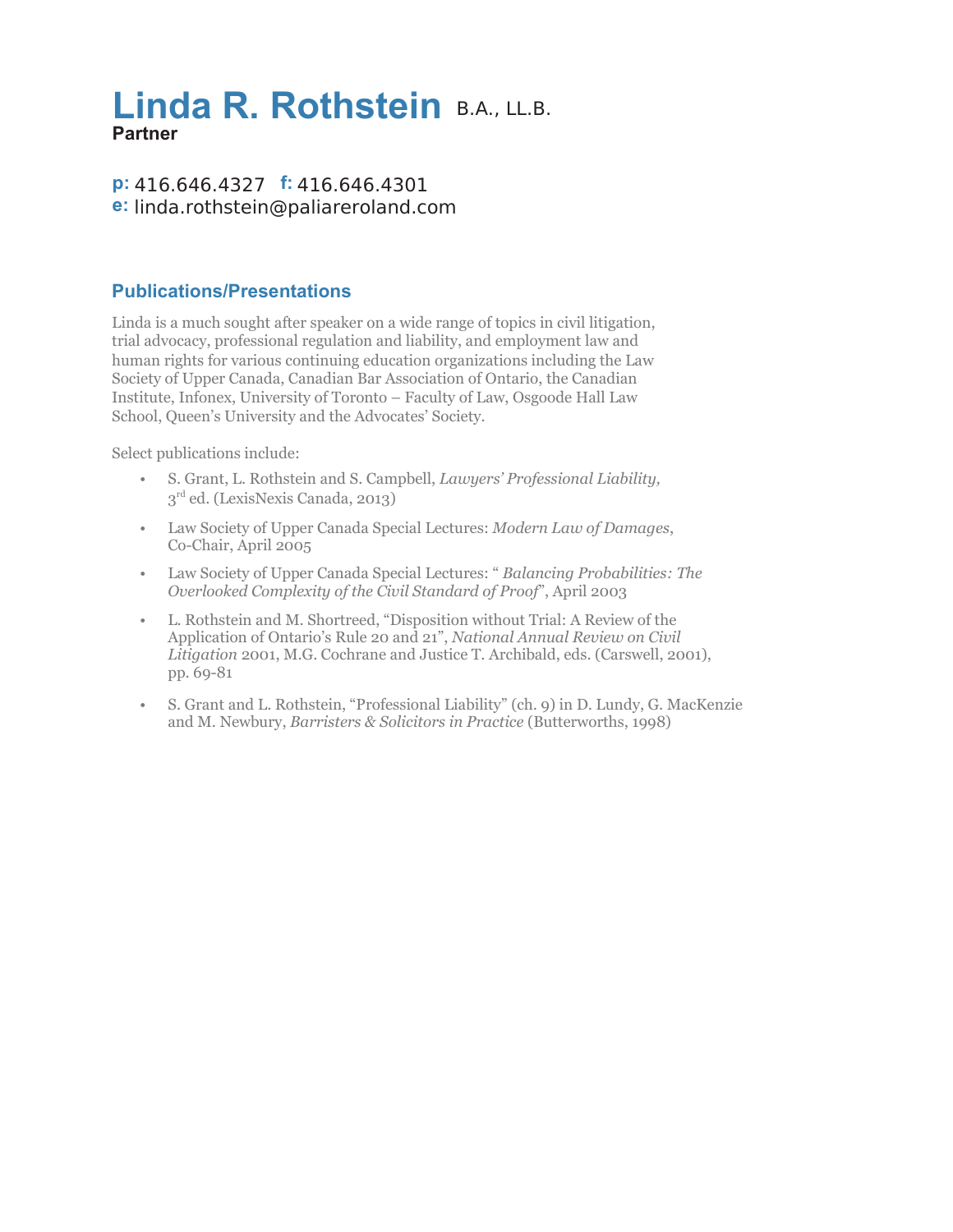# Linda R. Rothstein B.A., LL.B.

**Partner**

**p:** 416.646.4327 **f:** 416.646.4301
**e:** linda.rothstein@paliareroland.com

## Publications/Presentations

Linda is a much sought after speaker on a wide range of topics in civil litigation, trial advocacy, professional regulation and liability, and employment law and human rights for various continuing education organizations including the Law Society of Upper Canada, Canadian Bar Association of Ontario, the Canadian Institute, Infonex, University of Toronto – Faculty of Law, Osgoode Hall Law School, Queen's University and the Advocates' Society.

Select publications include:

- S. Grant, L. Rothstein and S. Campbell, *Lawyers' Professional Liability,* 3rd ed. (LexisNexis Canada, 2013)
- Law Society of Upper Canada Special Lectures: *Modern Law of Damages*, Co-Chair, April 2005
- Law Society of Upper Canada Special Lectures: " *Balancing Probabilities: The Overlooked Complexity of the Civil Standard of Proof*", April 2003
- L. Rothstein and M. Shortreed, "Disposition without Trial: A Review of the Application of Ontario's Rule 20 and 21", *National Annual Review on Civil Litigation* 2001, M.G. Cochrane and Justice T. Archibald, eds. (Carswell, 2001), pp. 69-81
- S. Grant and L. Rothstein, "Professional Liability" (ch. 9) in D. Lundy, G. MacKenzie and M. Newbury, *Barristers & Solicitors in Practice* (Butterworths, 1998)